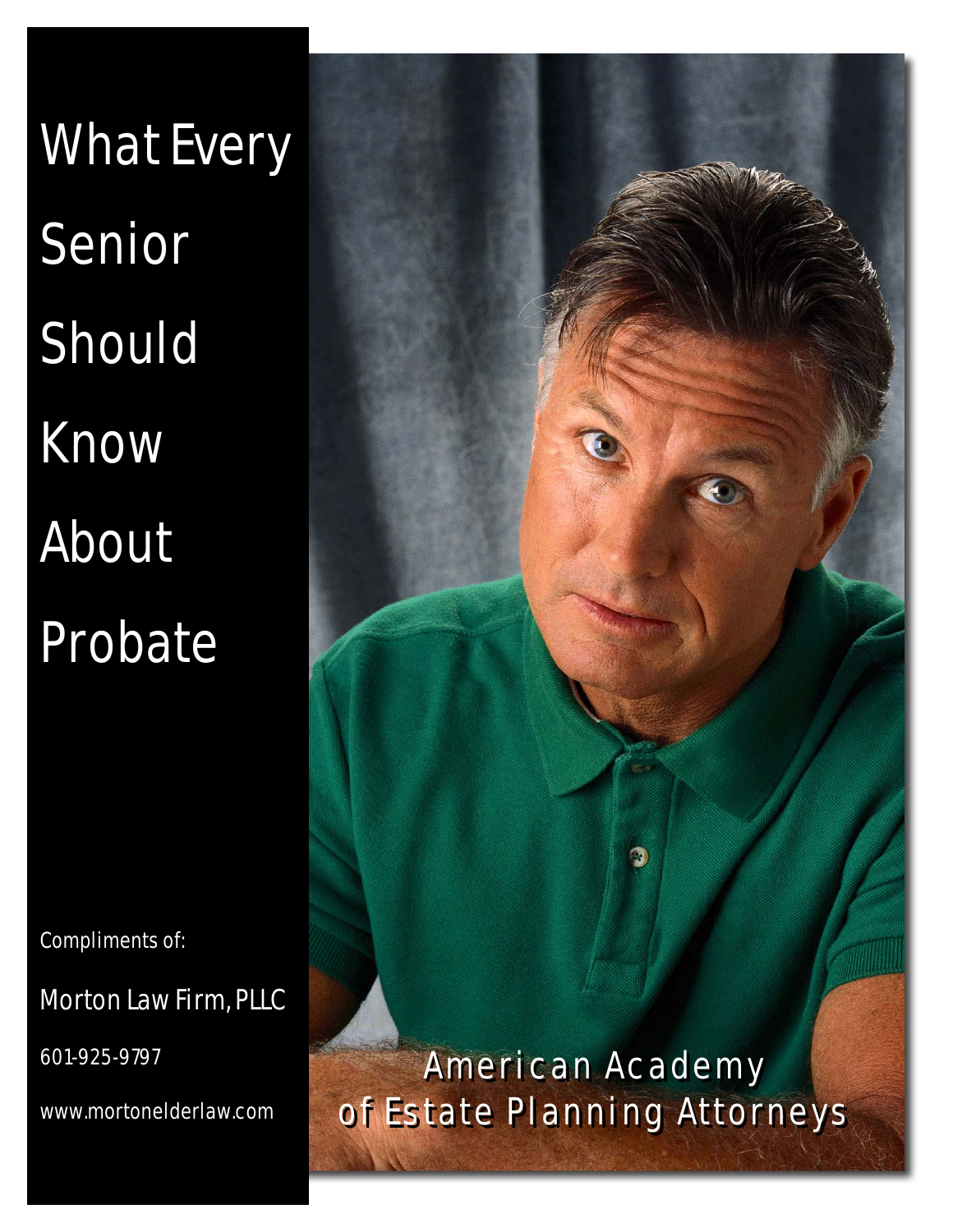# What Every Senior Should Know About Probate

Compliments of:

Morton Law Firm, PLLC

601-925-9797

www.mortonelderlaw.com

American Academy of Estate Planning Attorneys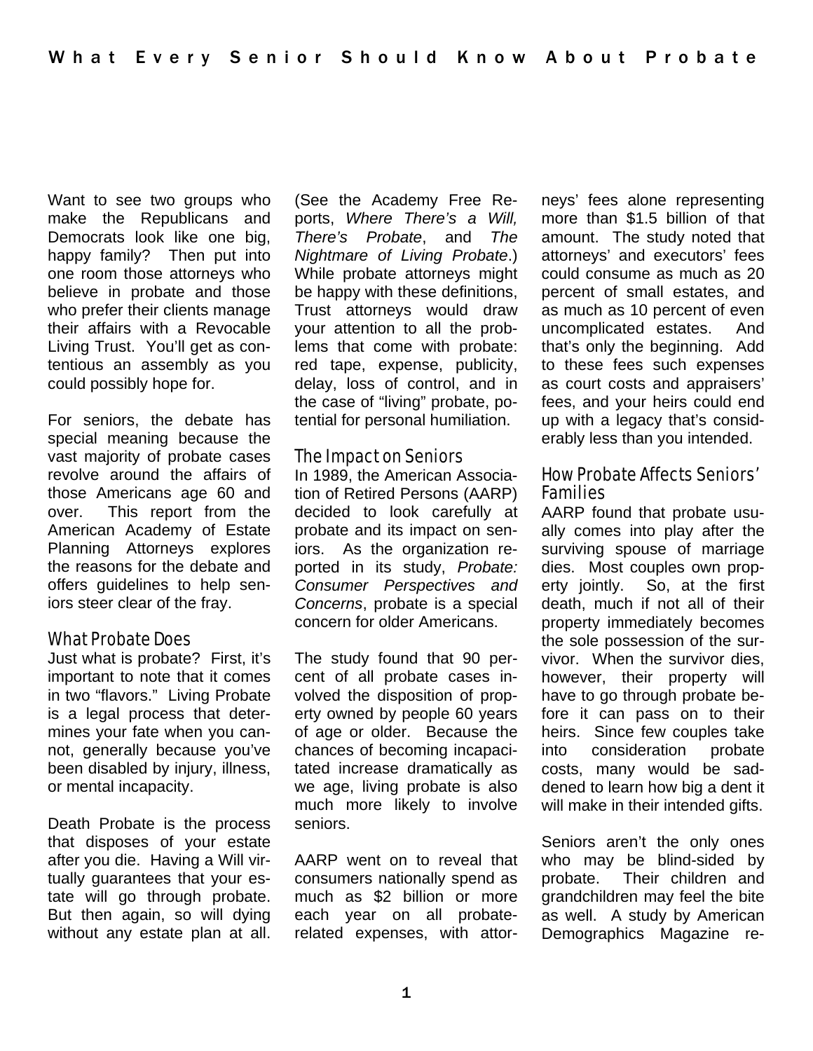Want to see two groups who make the Republicans and Democrats look like one big, happy family? Then put into one room those attorneys who believe in probate and those who prefer their clients manage their affairs with a Revocable Living Trust. You'll get as contentious an assembly as you could possibly hope for.

For seniors, the debate has special meaning because the vast majority of probate cases revolve around the affairs of those Americans age 60 and over. This report from the American Academy of Estate Planning Attorneys explores the reasons for the debate and offers guidelines to help seniors steer clear of the fray.

## What Probate Does

Just what is probate? First, it's important to note that it comes in two "flavors." Living Probate is a legal process that determines your fate when you cannot, generally because you've been disabled by injury, illness, or mental incapacity.

Death Probate is the process that disposes of your estate after you die. Having a Will virtually guarantees that your estate will go through probate. But then again, so will dying without any estate plan at all. (See the Academy Free Reports, *Where There's a Will, There's Probate*, and *The Nightmare of Living Probate*.) While probate attorneys might be happy with these definitions, Trust attorneys would draw your attention to all the problems that come with probate: red tape, expense, publicity, delay, loss of control, and in the case of "living" probate, potential for personal humiliation.

## The Impact on Seniors

In 1989, the American Association of Retired Persons (AARP) decided to look carefully at probate and its impact on seniors. As the organization reported in its study, *Probate: Consumer Perspectives and Concerns*, probate is a special concern for older Americans.

The study found that 90 percent of all probate cases involved the disposition of property owned by people 60 years of age or older. Because the chances of becoming incapacitated increase dramatically as we age, living probate is also much more likely to involve seniors.

AARP went on to reveal that consumers nationally spend as much as $2 billion or more each year on all probate-related expenses, with attorneys' fees alone representing more than $1.5 billion of that amount. The study noted that attorneys' and executors' fees could consume as much as 20 percent of small estates, and as much as 10 percent of even uncomplicated estates. And that's only the beginning. Add to these fees such expenses as court costs and appraisers' fees, and your heirs could end up with a legacy that's considerably less than you intended.

## How Probate Affects Seniors' Families

AARP found that probate usually comes into play after the surviving spouse of marriage dies. Most couples own property jointly. So, at the first death, much if not all of their property immediately becomes the sole possession of the survivor. When the survivor dies, however, their property will have to go through probate before it can pass on to their heirs. Since few couples take into consideration probate costs, many would be saddened to learn how big a dent it will make in their intended gifts.

Seniors aren't the only ones who may be blind-sided by probate. Their children and grandchildren may feel the bite as well. A study by American Demographics Magazine re-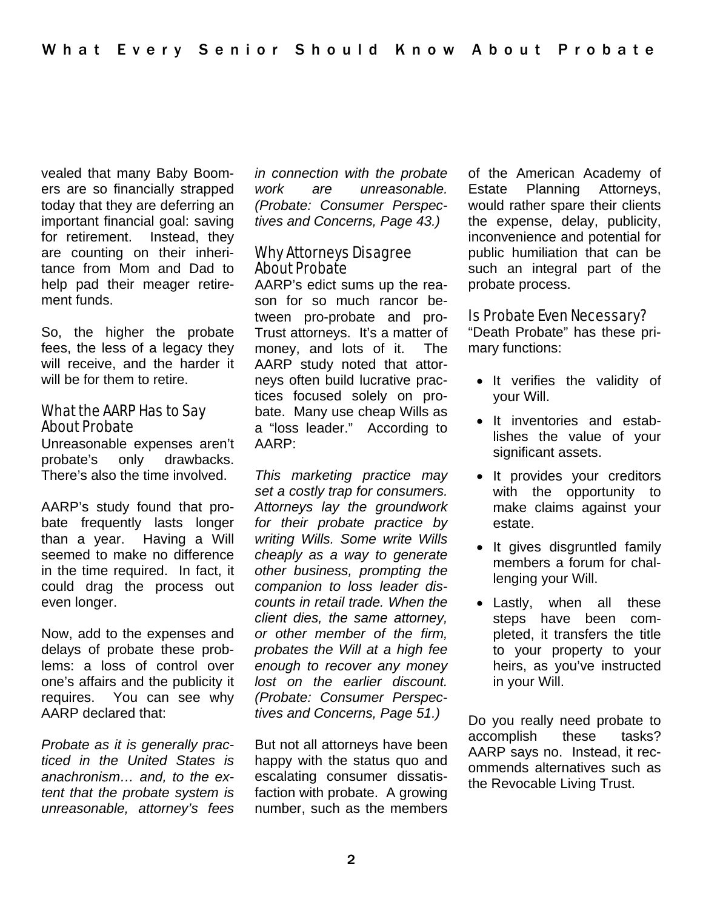vealed that many Baby Boomers are so financially strapped today that they are deferring an important financial goal: saving for retirement. Instead, they are counting on their inheritance from Mom and Dad to help pad their meager retirement funds.

So, the higher the probate fees, the less of a legacy they will receive, and the harder it will be for them to retire.

### What the AARP Has to Say About Probate

Unreasonable expenses aren't probate's only drawbacks. There's also the time involved.

AARP's study found that probate frequently lasts longer than a year. Having a Will seemed to make no difference in the time required. In fact, it could drag the process out even longer.

Now, add to the expenses and delays of probate these problems: a loss of control over one's affairs and the publicity it requires. You can see why AARP declared that:

*Probate as it is generally practiced in the United States is anachronism… and, to the extent that the probate system is unreasonable, attorney's fees in connection with the probate work are unreasonable. (Probate: Consumer Perspectives and Concerns, Page 43.)*

### Why Attorneys Disagree About Probate

AARP's edict sums up the reason for so much rancor between pro-probate and pro-Trust attorneys. It's a matter of money, and lots of it. The AARP study noted that attorneys often build lucrative practices focused solely on probate. Many use cheap Wills as a "loss leader." According to AARP:

*This marketing practice may set a costly trap for consumers. Attorneys lay the groundwork for their probate practice by writing Wills. Some write Wills cheaply as a way to generate other business, prompting the companion to loss leader discounts in retail trade. When the client dies, the same attorney, or other member of the firm, probates the Will at a high fee enough to recover any money lost on the earlier discount. (Probate: Consumer Perspectives and Concerns, Page 51.)*

But not all attorneys have been happy with the status quo and escalating consumer dissatisfaction with probate. A growing number, such as the members of the American Academy of Estate Planning Attorneys, would rather spare their clients the expense, delay, publicity, inconvenience and potential for public humiliation that can be such an integral part of the probate process.

### Is Probate Even Necessary?

"Death Probate" has these primary functions:

- It verifies the validity of your Will.
- It inventories and establishes the value of your significant assets.
- It provides your creditors with the opportunity to make claims against your estate.
- It gives disgruntled family members a forum for challenging your Will.
- Lastly, when all these steps have been completed, it transfers the title to your property to your heirs, as you've instructed in your Will.

Do you really need probate to accomplish these tasks? AARP says no. Instead, it recommends alternatives such as the Revocable Living Trust.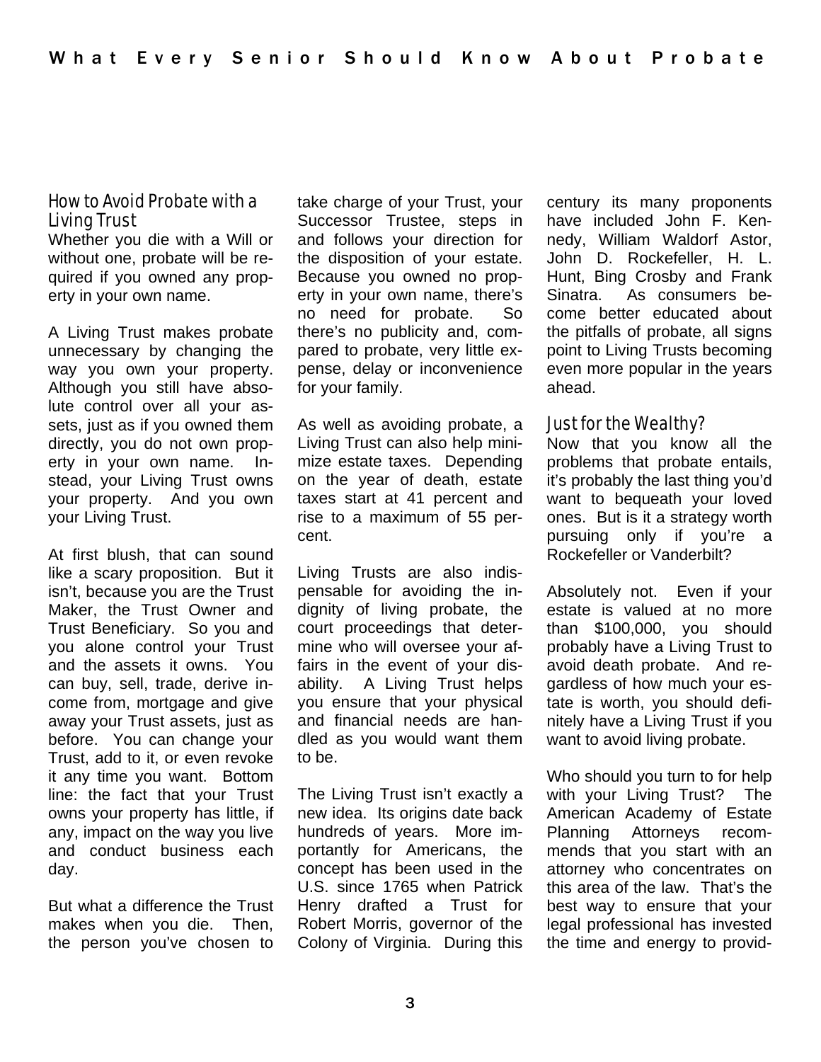## How to Avoid Probate with a Living Trust

Whether you die with a Will or without one, probate will be required if you owned any property in your own name.

A Living Trust makes probate unnecessary by changing the way you own your property. Although you still have absolute control over all your assets, just as if you owned them directly, you do not own property in your own name. Instead, your Living Trust owns your property. And you own your Living Trust.

At first blush, that can sound like a scary proposition. But it isn't, because you are the Trust Maker, the Trust Owner and Trust Beneficiary. So you and you alone control your Trust and the assets it owns. You can buy, sell, trade, derive income from, mortgage and give away your Trust assets, just as before. You can change your Trust, add to it, or even revoke it any time you want. Bottom line: the fact that your Trust owns your property has little, if any, impact on the way you live and conduct business each day.

But what a difference the Trust makes when you die. Then, the person you've chosen to take charge of your Trust, your Successor Trustee, steps in and follows your direction for the disposition of your estate. Because you owned no property in your own name, there's no need for probate. So there's no publicity and, compared to probate, very little expense, delay or inconvenience for your family.

As well as avoiding probate, a Living Trust can also help minimize estate taxes. Depending on the year of death, estate taxes start at 41 percent and rise to a maximum of 55 percent.

Living Trusts are also indispensable for avoiding the indignity of living probate, the court proceedings that determine who will oversee your affairs in the event of your disability. A Living Trust helps you ensure that your physical and financial needs are handled as you would want them to be.

The Living Trust isn't exactly a new idea. Its origins date back hundreds of years. More importantly for Americans, the concept has been used in the U.S. since 1765 when Patrick Henry drafted a Trust for Robert Morris, governor of the Colony of Virginia. During this century its many proponents have included John F. Kennedy, William Waldorf Astor, John D. Rockefeller, H. L. Hunt, Bing Crosby and Frank Sinatra. As consumers become better educated about the pitfalls of probate, all signs point to Living Trusts becoming even more popular in the years ahead.

## Just for the Wealthy?

Now that you know all the problems that probate entails, it's probably the last thing you'd want to bequeath your loved ones. But is it a strategy worth pursuing only if you're a Rockefeller or Vanderbilt?

Absolutely not. Even if your estate is valued at no more than $100,000, you should probably have a Living Trust to avoid death probate. And regardless of how much your estate is worth, you should definitely have a Living Trust if you want to avoid living probate.

Who should you turn to for help with your Living Trust? The American Academy of Estate Planning Attorneys recommends that you start with an attorney who concentrates on this area of the law. That's the best way to ensure that your legal professional has invested the time and energy to provid-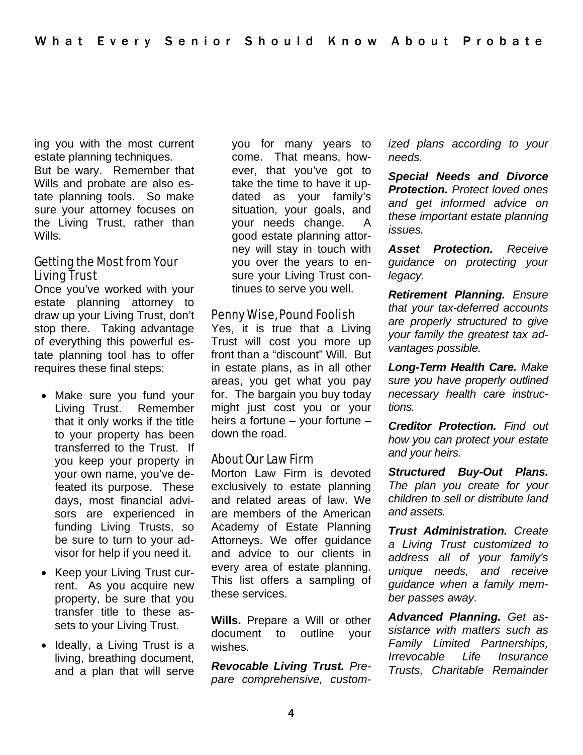ing you with the most current estate planning techniques.

But be wary. Remember that Wills and probate are also estate planning tools. So make sure your attorney focuses on the Living Trust, rather than Wills.

## Getting the Most from Your Living Trust

Once you've worked with your estate planning attorney to draw up your Living Trust, don't stop there. Taking advantage of everything this powerful estate planning tool has to offer requires these final steps:

- Make sure you fund your Living Trust. Remember that it only works if the title to your property has been transferred to the Trust. If you keep your property in your own name, you've defeated its purpose. These days, most financial advisors are experienced in funding Living Trusts, so be sure to turn to your advisor for help if you need it.
- Keep your Living Trust current. As you acquire new property, be sure that you transfer title to these assets to your Living Trust.
- Ideally, a Living Trust is a living, breathing document, and a plan that will serve you for many years to come. That means, however, that you've got to take the time to have it updated as your family's situation, your goals, and your needs change. A good estate planning attorney will stay in touch with you over the years to ensure your Living Trust continues to serve you well.

## Penny Wise, Pound Foolish

Yes, it is true that a Living Trust will cost you more up front than a "discount" Will. But in estate plans, as in all other areas, you get what you pay for. The bargain you buy today might just cost you or your heirs a fortune – your fortune – down the road.

## About Our Law Firm

Morton Law Firm is devoted exclusively to estate planning and related areas of law. We are members of the American Academy of Estate Planning Attorneys. We offer guidance and advice to our clients in every area of estate planning. This list offers a sampling of these services.

**Wills.** Prepare a Will or other document to outline your wishes.

***Revocable Living Trust.*** *Prepare comprehensive, customized plans according to your needs.*

***Special Needs and Divorce Protection.*** *Protect loved ones and get informed advice on these important estate planning issues.*

***Asset Protection.*** *Receive guidance on protecting your legacy.*

***Retirement Planning.*** *Ensure that your tax-deferred accounts are properly structured to give your family the greatest tax advantages possible.*

***Long-Term Health Care.*** *Make sure you have properly outlined necessary health care instructions.*

***Creditor Protection.*** *Find out how you can protect your estate and your heirs.*

***Structured Buy-Out Plans.*** *The plan you create for your children to sell or distribute land and assets.*

***Trust Administration.*** *Create a Living Trust customized to address all of your family's unique needs, and receive guidance when a family member passes away.*

***Advanced Planning.*** *Get assistance with matters such as Family Limited Partnerships, Irrevocable Life Insurance Trusts, Charitable Remainder*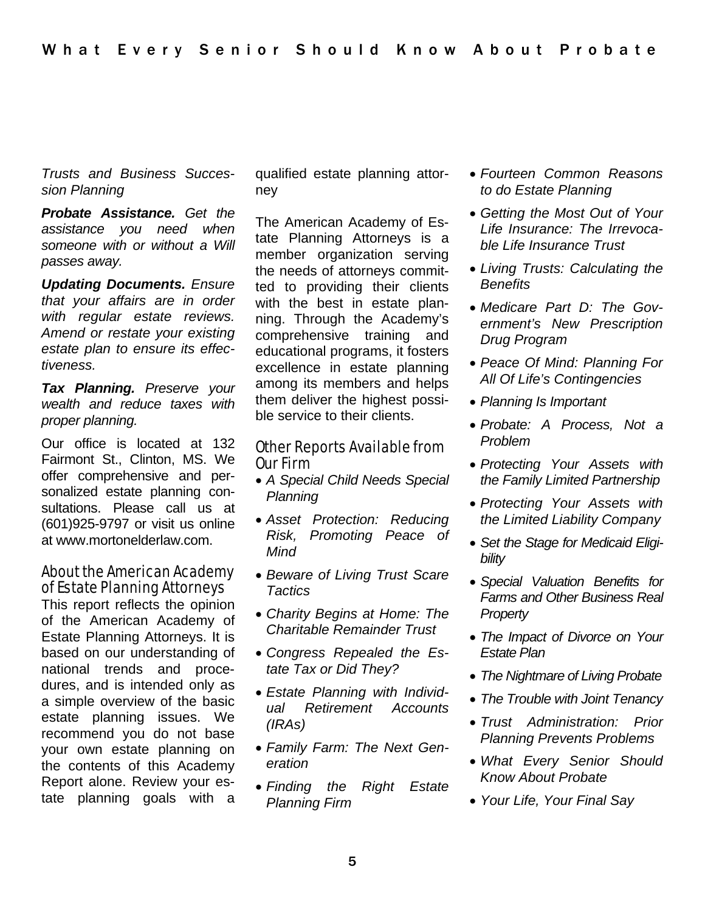*Trusts and Business Succession Planning*

***Probate Assistance.*** *Get the assistance you need when someone with or without a Will passes away.*

***Updating Documents.*** *Ensure that your affairs are in order with regular estate reviews. Amend or restate your existing estate plan to ensure its effectiveness.*

***Tax Planning.*** *Preserve your wealth and reduce taxes with proper planning.*

Our office is located at 132 Fairmont St., Clinton, MS. We offer comprehensive and personalized estate planning consultations. Please call us at (601)925-9797 or visit us online at www.mortonelderlaw.com.

## About the American Academy of Estate Planning Attorneys

This report reflects the opinion of the American Academy of Estate Planning Attorneys. It is based on our understanding of national trends and procedures, and is intended only as a simple overview of the basic estate planning issues. We recommend you do not base your own estate planning on the contents of this Academy Report alone. Review your estate planning goals with a qualified estate planning attorney

The American Academy of Estate Planning Attorneys is a member organization serving the needs of attorneys committed to providing their clients with the best in estate planning. Through the Academy's comprehensive training and educational programs, it fosters excellence in estate planning among its members and helps them deliver the highest possible service to their clients.

## Other Reports Available from Our Firm

- *A Special Child Needs Special Planning*
- *Asset Protection: Reducing Risk, Promoting Peace of Mind*
- *Beware of Living Trust Scare Tactics*
- *Charity Begins at Home: The Charitable Remainder Trust*
- *Congress Repealed the Estate Tax or Did They?*
- *Estate Planning with Individual Retirement Accounts (IRAs)*
- *Family Farm: The Next Generation*
- *Finding the Right Estate Planning Firm*
- *Fourteen Common Reasons to do Estate Planning*
- *Getting the Most Out of Your Life Insurance: The Irrevocable Life Insurance Trust*
- *Living Trusts: Calculating the Benefits*
- *Medicare Part D: The Government's New Prescription Drug Program*
- *Peace Of Mind: Planning For All Of Life's Contingencies*
- *Planning Is Important*
- *Probate: A Process, Not a Problem*
- *Protecting Your Assets with the Family Limited Partnership*
- *Protecting Your Assets with the Limited Liability Company*
- *Set the Stage for Medicaid Eligibility*
- *Special Valuation Benefits for Farms and Other Business Real Property*
- *The Impact of Divorce on Your Estate Plan*
- *The Nightmare of Living Probate*
- *The Trouble with Joint Tenancy*
- *Trust Administration: Prior Planning Prevents Problems*
- *What Every Senior Should Know About Probate*
- *Your Life, Your Final Say*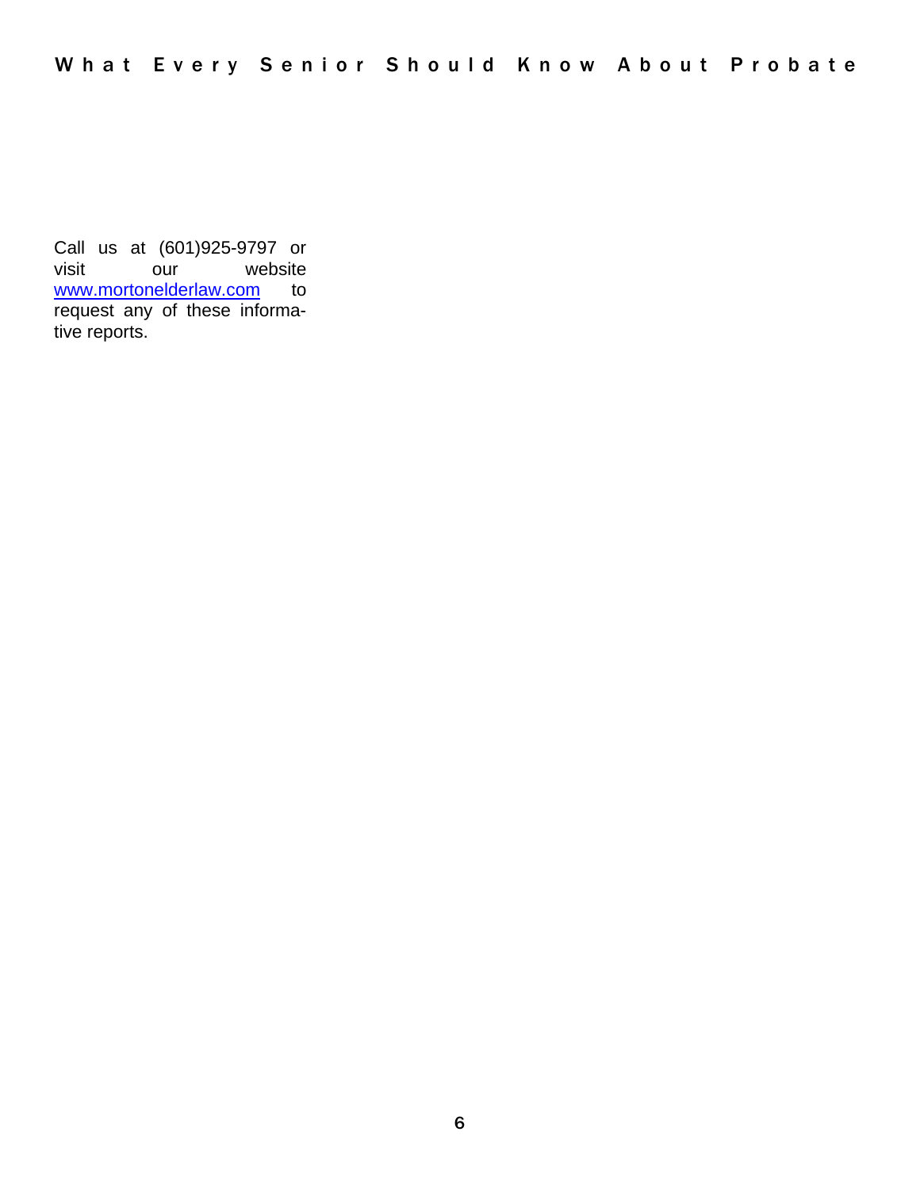Call us at (601)925-9797 or visit our website [www.mortonelderlaw.com](http://www.mortonelderlaw.com) to request any of these informative reports.